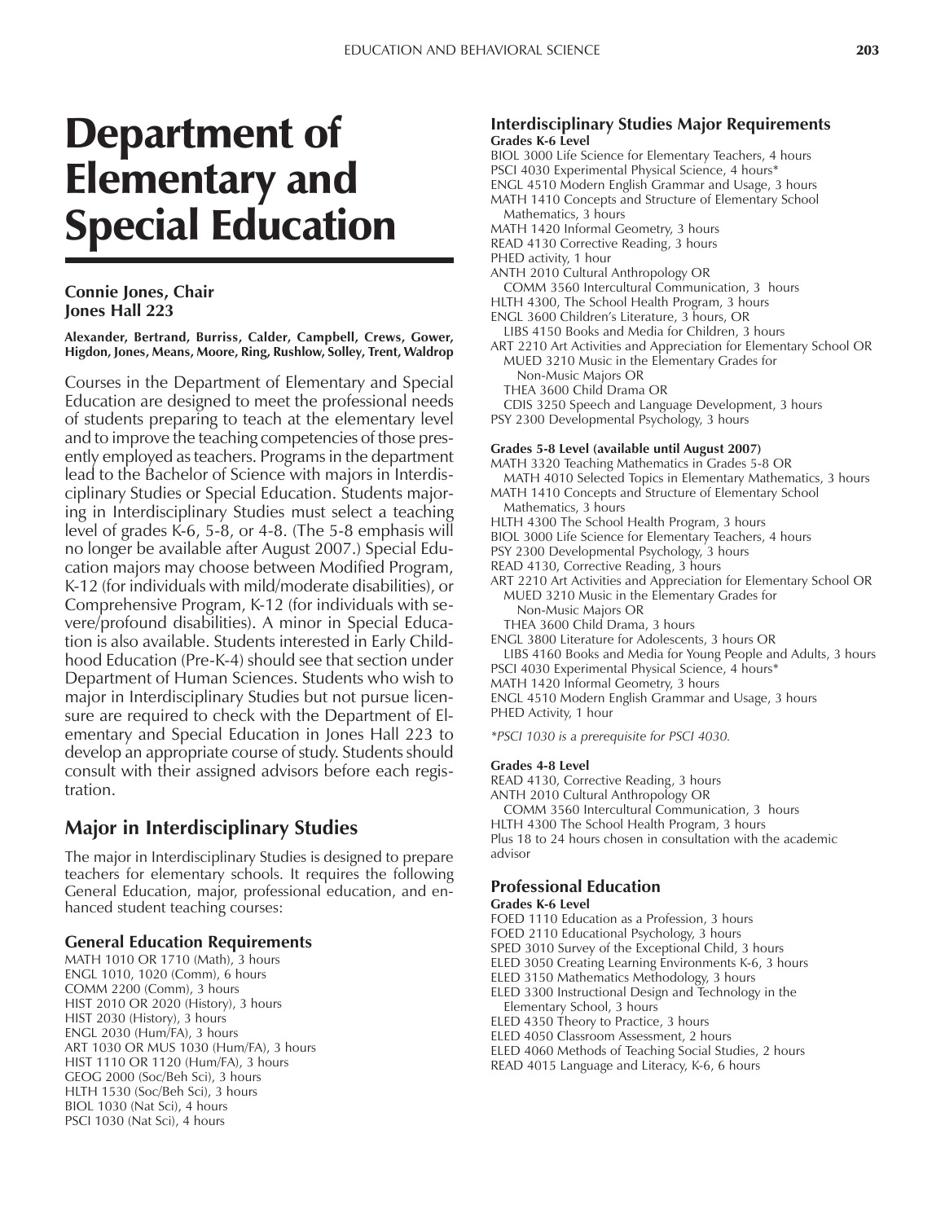# Department of Elementary and Special Education

**Connie Jones, Chair**
**Jones Hall 223**

**Alexander, Bertrand, Burriss, Calder, Campbell, Crews, Gower, Higdon, Jones, Means, Moore, Ring, Rushlow, Solley, Trent, Waldrop**

Courses in the Department of Elementary and Special Education are designed to meet the professional needs of students preparing to teach at the elementary level and to improve the teaching competencies of those presently employed as teachers. Programs in the department lead to the Bachelor of Science with majors in Interdisciplinary Studies or Special Education. Students majoring in Interdisciplinary Studies must select a teaching level of grades K-6, 5-8, or 4-8. (The 5-8 emphasis will no longer be available after August 2007.) Special Education majors may choose between Modified Program, K-12 (for individuals with mild/moderate disabilities), or Comprehensive Program, K-12 (for individuals with severe/profound disabilities). A minor in Special Education is also available. Students interested in Early Childhood Education (Pre-K-4) should see that section under Department of Human Sciences. Students who wish to major in Interdisciplinary Studies but not pursue licensure are required to check with the Department of Elementary and Special Education in Jones Hall 223 to develop an appropriate course of study. Students should consult with their assigned advisors before each registration.

## Major in Interdisciplinary Studies

The major in Interdisciplinary Studies is designed to prepare teachers for elementary schools. It requires the following General Education, major, professional education, and enhanced student teaching courses:

### General Education Requirements

MATH 1010 OR 1710 (Math), 3 hours
ENGL 1010, 1020 (Comm), 6 hours
COMM 2200 (Comm), 3 hours
HIST 2010 OR 2020 (History), 3 hours
HIST 2030 (History), 3 hours
ENGL 2030 (Hum/FA), 3 hours
ART 1030 OR MUS 1030 (Hum/FA), 3 hours
HIST 1110 OR 1120 (Hum/FA), 3 hours
GEOG 2000 (Soc/Beh Sci), 3 hours
HLTH 1530 (Soc/Beh Sci), 3 hours
BIOL 1030 (Nat Sci), 4 hours
PSCI 1030 (Nat Sci), 4 hours

### Interdisciplinary Studies Major Requirements

**Grades K-6 Level**

BIOL 3000 Life Science for Elementary Teachers, 4 hours
PSCI 4030 Experimental Physical Science, 4 hours*
ENGL 4510 Modern English Grammar and Usage, 3 hours
MATH 1410 Concepts and Structure of Elementary School Mathematics, 3 hours
MATH 1420 Informal Geometry, 3 hours
READ 4130 Corrective Reading, 3 hours
PHED activity, 1 hour
ANTH 2010 Cultural Anthropology OR
COMM 3560 Intercultural Communication, 3 hours
HLTH 4300, The School Health Program, 3 hours
ENGL 3600 Children's Literature, 3 hours, OR
LIBS 4150 Books and Media for Children, 3 hours
ART 2210 Art Activities and Appreciation for Elementary School OR
MUED 3210 Music in the Elementary Grades for Non-Music Majors OR
THEA 3600 Child Drama OR
CDIS 3250 Speech and Language Development, 3 hours
PSY 2300 Developmental Psychology, 3 hours

**Grades 5-8 Level (available until August 2007)**

MATH 3320 Teaching Mathematics in Grades 5-8 OR
MATH 4010 Selected Topics in Elementary Mathematics, 3 hours
MATH 1410 Concepts and Structure of Elementary School Mathematics, 3 hours
HLTH 4300 The School Health Program, 3 hours
BIOL 3000 Life Science for Elementary Teachers, 4 hours
PSY 2300 Developmental Psychology, 3 hours
READ 4130, Corrective Reading, 3 hours
ART 2210 Art Activities and Appreciation for Elementary School OR
MUED 3210 Music in the Elementary Grades for Non-Music Majors OR
THEA 3600 Child Drama, 3 hours
ENGL 3800 Literature for Adolescents, 3 hours OR
LIBS 4160 Books and Media for Young People and Adults, 3 hours
PSCI 4030 Experimental Physical Science, 4 hours*
MATH 1420 Informal Geometry, 3 hours
ENGL 4510 Modern English Grammar and Usage, 3 hours
PHED Activity, 1 hour

*\*PSCI 1030 is a prerequisite for PSCI 4030.*

**Grades 4-8 Level**

READ 4130, Corrective Reading, 3 hours
ANTH 2010 Cultural Anthropology OR
COMM 3560 Intercultural Communication, 3 hours
HLTH 4300 The School Health Program, 3 hours
Plus 18 to 24 hours chosen in consultation with the academic advisor

### Professional Education

**Grades K-6 Level**

FOED 1110 Education as a Profession, 3 hours
FOED 2110 Educational Psychology, 3 hours
SPED 3010 Survey of the Exceptional Child, 3 hours
ELED 3050 Creating Learning Environments K-6, 3 hours
ELED 3150 Mathematics Methodology, 3 hours
ELED 3300 Instructional Design and Technology in the Elementary School, 3 hours
ELED 4350 Theory to Practice, 3 hours
ELED 4050 Classroom Assessment, 2 hours
ELED 4060 Methods of Teaching Social Studies, 2 hours
READ 4015 Language and Literacy, K-6, 6 hours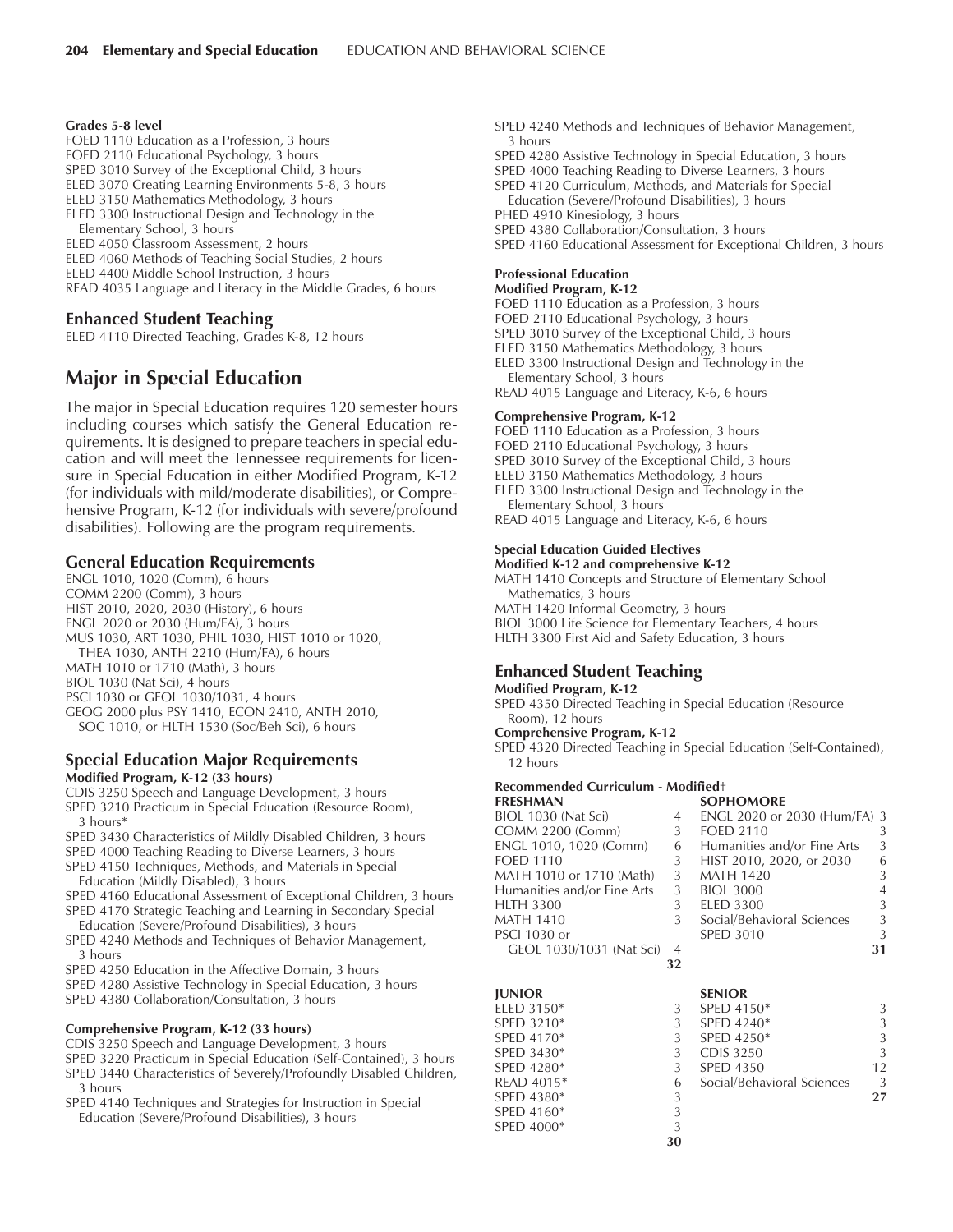**Grades 5-8 level**
FOED 1110 Education as a Profession, 3 hours
FOED 2110 Educational Psychology, 3 hours
SPED 3010 Survey of the Exceptional Child, 3 hours
ELED 3070 Creating Learning Environments 5-8, 3 hours
ELED 3150 Mathematics Methodology, 3 hours
ELED 3300 Instructional Design and Technology in the Elementary School, 3 hours
ELED 4050 Classroom Assessment, 2 hours
ELED 4060 Methods of Teaching Social Studies, 2 hours
ELED 4400 Middle School Instruction, 3 hours
READ 4035 Language and Literacy in the Middle Grades, 6 hours

### Enhanced Student Teaching

ELED 4110 Directed Teaching, Grades K-8, 12 hours

## Major in Special Education

The major in Special Education requires 120 semester hours including courses which satisfy the General Education requirements. It is designed to prepare teachers in special education and will meet the Tennessee requirements for licensure in Special Education in either Modified Program, K-12 (for individuals with mild/moderate disabilities), or Comprehensive Program, K-12 (for individuals with severe/profound disabilities). Following are the program requirements.

### General Education Requirements

ENGL 1010, 1020 (Comm), 6 hours
COMM 2200 (Comm), 3 hours
HIST 2010, 2020, 2030 (History), 6 hours
ENGL 2020 or 2030 (Hum/FA), 3 hours
MUS 1030, ART 1030, PHIL 1030, HIST 1010 or 1020, THEA 1030, ANTH 2210 (Hum/FA), 6 hours
MATH 1010 or 1710 (Math), 3 hours
BIOL 1030 (Nat Sci), 4 hours
PSCI 1030 or GEOL 1030/1031, 4 hours
GEOG 2000 plus PSY 1410, ECON 2410, ANTH 2010, SOC 1010, or HLTH 1530 (Soc/Beh Sci), 6 hours

### Special Education Major Requirements

**Modified Program, K-12 (33 hours)**
CDIS 3250 Speech and Language Development, 3 hours
SPED 3210 Practicum in Special Education (Resource Room), 3 hours*
SPED 3430 Characteristics of Mildly Disabled Children, 3 hours
SPED 4000 Teaching Reading to Diverse Learners, 3 hours
SPED 4150 Techniques, Methods, and Materials in Special Education (Mildly Disabled), 3 hours
SPED 4160 Educational Assessment of Exceptional Children, 3 hours
SPED 4170 Strategic Teaching and Learning in Secondary Special Education (Severe/Profound Disabilities), 3 hours
SPED 4240 Methods and Techniques of Behavior Management, 3 hours
SPED 4250 Education in the Affective Domain, 3 hours
SPED 4280 Assistive Technology in Special Education, 3 hours
SPED 4380 Collaboration/Consultation, 3 hours

**Comprehensive Program, K-12 (33 hours)**
CDIS 3250 Speech and Language Development, 3 hours
SPED 3220 Practicum in Special Education (Self-Contained), 3 hours
SPED 3440 Characteristics of Severely/Profoundly Disabled Children, 3 hours
SPED 4140 Techniques and Strategies for Instruction in Special Education (Severe/Profound Disabilities), 3 hours
SPED 4240 Methods and Techniques of Behavior Management, 3 hours
SPED 4280 Assistive Technology in Special Education, 3 hours
SPED 4000 Teaching Reading to Diverse Learners, 3 hours
SPED 4120 Curriculum, Methods, and Materials for Special Education (Severe/Profound Disabilities), 3 hours
PHED 4910 Kinesiology, 3 hours
SPED 4380 Collaboration/Consultation, 3 hours
SPED 4160 Educational Assessment for Exceptional Children, 3 hours

**Professional Education**
**Modified Program, K-12**
FOED 1110 Education as a Profession, 3 hours
FOED 2110 Educational Psychology, 3 hours
SPED 3010 Survey of the Exceptional Child, 3 hours
ELED 3150 Mathematics Methodology, 3 hours
ELED 3300 Instructional Design and Technology in the Elementary School, 3 hours
READ 4015 Language and Literacy, K-6, 6 hours

**Comprehensive Program, K-12**
FOED 1110 Education as a Profession, 3 hours
FOED 2110 Educational Psychology, 3 hours
SPED 3010 Survey of the Exceptional Child, 3 hours
ELED 3150 Mathematics Methodology, 3 hours
ELED 3300 Instructional Design and Technology in the Elementary School, 3 hours
READ 4015 Language and Literacy, K-6, 6 hours

**Special Education Guided Electives**
**Modified K-12 and comprehensive K-12**
MATH 1410 Concepts and Structure of Elementary School Mathematics, 3 hours
MATH 1420 Informal Geometry, 3 hours
BIOL 3000 Life Science for Elementary Teachers, 4 hours
HLTH 3300 First Aid and Safety Education, 3 hours

### Enhanced Student Teaching

**Modified Program, K-12**
SPED 4350 Directed Teaching in Special Education (Resource Room), 12 hours
**Comprehensive Program, K-12**
SPED 4320 Directed Teaching in Special Education (Self-Contained), 12 hours

**Recommended Curriculum - Modified†**

| FRESHMAN | | SOPHOMORE | |
|---|---|---|---|
| BIOL 1030 (Nat Sci) | 4 | ENGL 2020 or 2030 (Hum/FA) | 3 |
| COMM 2200 (Comm) | 3 | FOED 2110 | 3 |
| ENGL 1010, 1020 (Comm) | 6 | Humanities and/or Fine Arts | 3 |
| FOED 1110 | 3 | HIST 2010, 2020, or 2030 | 6 |
| MATH 1010 or 1710 (Math) | 3 | MATH 1420 | 3 |
| Humanities and/or Fine Arts | 3 | BIOL 3000 | 4 |
| HLTH 3300 | 3 | ELED 3300 | 3 |
| MATH 1410 | 3 | Social/Behavioral Sciences | 3 |
| PSCI 1030 or GEOL 1030/1031 (Nat Sci) | 4 | SPED 3010 | 3 |
| | **32** | | **31** |

| JUNIOR | | SENIOR | |
|---|---|---|---|
| ELED 3150* | 3 | SPED 4150* | 3 |
| SPED 3210* | 3 | SPED 4240* | 3 |
| SPED 4170* | 3 | SPED 4250* | 3 |
| SPED 3430* | 3 | CDIS 3250 | 3 |
| SPED 4280* | 3 | SPED 4350 | 12 |
| READ 4015* | 6 | Social/Behavioral Sciences | 3 |
| SPED 4380* | 3 | | **27** |
| SPED 4160* | 3 | | |
| SPED 4000* | 3 | | |
| | **30** | | |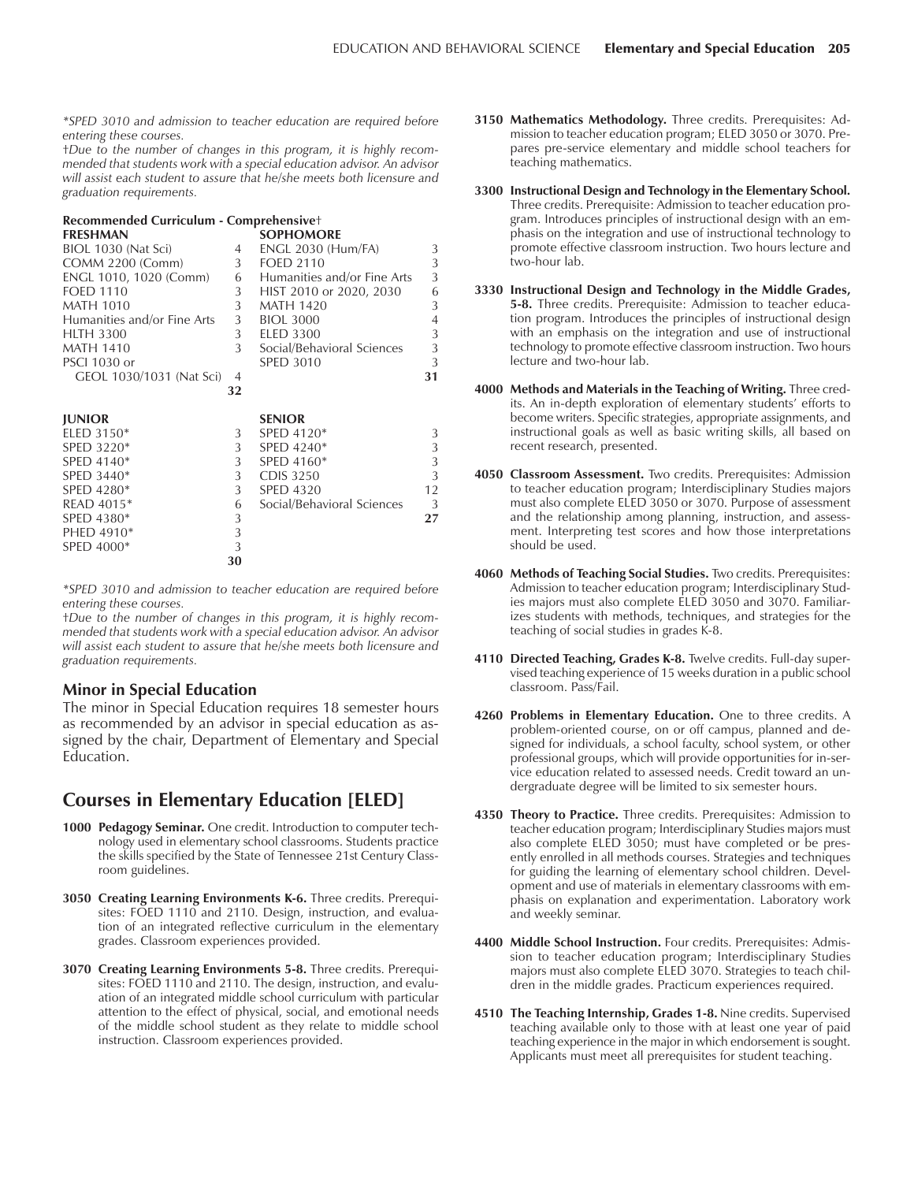*SPED 3010 and admission to teacher education are required before entering these courses.

†Due to the number of changes in this program, it is highly recommended that students work with a special education advisor. An advisor will assist each student to assure that he/she meets both licensure and graduation requirements.

**Recommended Curriculum - Comprehensive†**

| FRESHMAN | | SOPHOMORE | |
|---|---|---|---|
| BIOL 1030 (Nat Sci) | 4 | ENGL 2030 (Hum/FA) | 3 |
| COMM 2200 (Comm) | 3 | FOED 2110 | 3 |
| ENGL 1010, 1020 (Comm) | 6 | Humanities and/or Fine Arts | 3 |
| FOED 1110 | 3 | HIST 2010 or 2020, 2030 | 6 |
| MATH 1010 | 3 | MATH 1420 | 3 |
| Humanities and/or Fine Arts | 3 | BIOL 3000 | 4 |
| HLTH 3300 | 3 | ELED 3300 | 3 |
| MATH 1410 | 3 | Social/Behavioral Sciences | 3 |
| PSCI 1030 or | | SPED 3010 | 3 |
| GEOL 1030/1031 (Nat Sci) | 4 | | **31** |
| | **32** | | |

| JUNIOR | | SENIOR | |
|---|---|---|---|
| ELED 3150* | 3 | SPED 4120* | 3 |
| SPED 3220* | 3 | SPED 4240* | 3 |
| SPED 4140* | 3 | SPED 4160* | 3 |
| SPED 3440* | 3 | CDIS 3250 | 3 |
| SPED 4280* | 3 | SPED 4320 | 12 |
| READ 4015* | 6 | Social/Behavioral Sciences | 3 |
| SPED 4380* | 3 | | **27** |
| PHED 4910* | 3 | | |
| SPED 4000* | 3 | | |
| | **30** | | |

*SPED 3010 and admission to teacher education are required before entering these courses.

†Due to the number of changes in this program, it is highly recommended that students work with a special education advisor. An advisor will assist each student to assure that he/she meets both licensure and graduation requirements.

## Minor in Special Education

The minor in Special Education requires 18 semester hours as recommended by an advisor in special education as assigned by the chair, Department of Elementary and Special Education.

## Courses in Elementary Education [ELED]

**1000 Pedagogy Seminar.** One credit. Introduction to computer technology used in elementary school classrooms. Students practice the skills specified by the State of Tennessee 21st Century Classroom guidelines.

**3050 Creating Learning Environments K-6.** Three credits. Prerequisites: FOED 1110 and 2110. Design, instruction, and evaluation of an integrated reflective curriculum in the elementary grades. Classroom experiences provided.

**3070 Creating Learning Environments 5-8.** Three credits. Prerequisites: FOED 1110 and 2110. The design, instruction, and evaluation of an integrated middle school curriculum with particular attention to the effect of physical, social, and emotional needs of the middle school student as they relate to middle school instruction. Classroom experiences provided.

**3150 Mathematics Methodology.** Three credits. Prerequisites: Admission to teacher education program; ELED 3050 or 3070. Prepares pre-service elementary and middle school teachers for teaching mathematics.

**3300 Instructional Design and Technology in the Elementary School.** Three credits. Prerequisite: Admission to teacher education program. Introduces principles of instructional design with an emphasis on the integration and use of instructional technology to promote effective classroom instruction. Two hours lecture and two-hour lab.

**3330 Instructional Design and Technology in the Middle Grades, 5-8.** Three credits. Prerequisite: Admission to teacher education program. Introduces the principles of instructional design with an emphasis on the integration and use of instructional technology to promote effective classroom instruction. Two hours lecture and two-hour lab.

**4000 Methods and Materials in the Teaching of Writing.** Three credits. An in-depth exploration of elementary students' efforts to become writers. Specific strategies, appropriate assignments, and instructional goals as well as basic writing skills, all based on recent research, presented.

**4050 Classroom Assessment.** Two credits. Prerequisites: Admission to teacher education program; Interdisciplinary Studies majors must also complete ELED 3050 or 3070. Purpose of assessment and the relationship among planning, instruction, and assessment. Interpreting test scores and how those interpretations should be used.

**4060 Methods of Teaching Social Studies.** Two credits. Prerequisites: Admission to teacher education program; Interdisciplinary Studies majors must also complete ELED 3050 and 3070. Familiarizes students with methods, techniques, and strategies for the teaching of social studies in grades K-8.

**4110 Directed Teaching, Grades K-8.** Twelve credits. Full-day supervised teaching experience of 15 weeks duration in a public school classroom. Pass/Fail.

**4260 Problems in Elementary Education.** One to three credits. A problem-oriented course, on or off campus, planned and designed for individuals, a school faculty, school system, or other professional groups, which will provide opportunities for in-service education related to assessed needs. Credit toward an undergraduate degree will be limited to six semester hours.

**4350 Theory to Practice.** Three credits. Prerequisites: Admission to teacher education program; Interdisciplinary Studies majors must also complete ELED 3050; must have completed or be presently enrolled in all methods courses. Strategies and techniques for guiding the learning of elementary school children. Development and use of materials in elementary classrooms with emphasis on explanation and experimentation. Laboratory work and weekly seminar.

**4400 Middle School Instruction.** Four credits. Prerequisites: Admission to teacher education program; Interdisciplinary Studies majors must also complete ELED 3070. Strategies to teach children in the middle grades. Practicum experiences required.

**4510 The Teaching Internship, Grades 1-8.** Nine credits. Supervised teaching available only to those with at least one year of paid teaching experience in the major in which endorsement is sought. Applicants must meet all prerequisites for student teaching.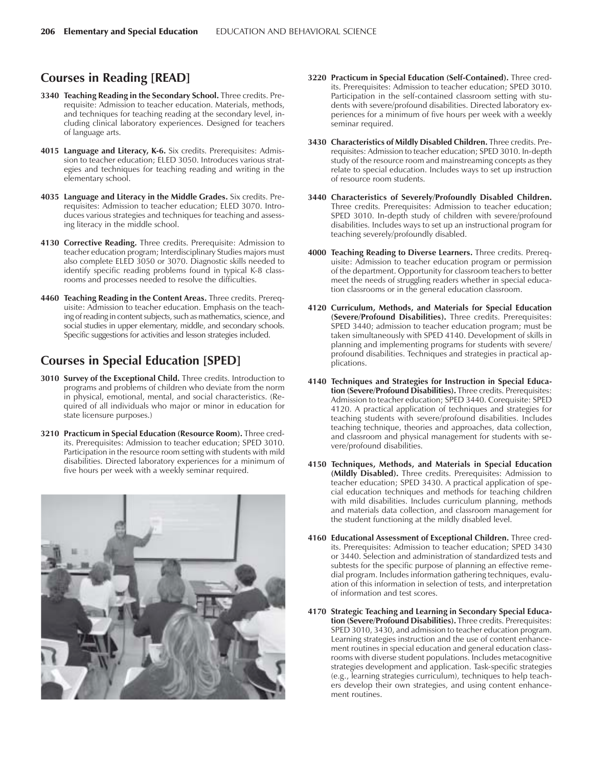## Courses in Reading [READ]

**3340 Teaching Reading in the Secondary School.** Three credits. Prerequisite: Admission to teacher education. Materials, methods, and techniques for teaching reading at the secondary level, including clinical laboratory experiences. Designed for teachers of language arts.

**4015 Language and Literacy, K-6.** Six credits. Prerequisites: Admission to teacher education; ELED 3050. Introduces various strategies and techniques for teaching reading and writing in the elementary school.

**4035 Language and Literacy in the Middle Grades.** Six credits. Prerequisites: Admission to teacher education; ELED 3070. Introduces various strategies and techniques for teaching and assessing literacy in the middle school.

**4130 Corrective Reading.** Three credits. Prerequisite: Admission to teacher education program; Interdisciplinary Studies majors must also complete ELED 3050 or 3070. Diagnostic skills needed to identify specific reading problems found in typical K-8 classrooms and processes needed to resolve the difficulties.

**4460 Teaching Reading in the Content Areas.** Three credits. Prerequisite: Admission to teacher education. Emphasis on the teaching of reading in content subjects, such as mathematics, science, and social studies in upper elementary, middle, and secondary schools. Specific suggestions for activities and lesson strategies included.

## Courses in Special Education [SPED]

**3010 Survey of the Exceptional Child.** Three credits. Introduction to programs and problems of children who deviate from the norm in physical, emotional, mental, and social characteristics. (Required of all individuals who major or minor in education for state licensure purposes.)

**3210 Practicum in Special Education (Resource Room).** Three credits. Prerequisites: Admission to teacher education; SPED 3010. Participation in the resource room setting with students with mild disabilities. Directed laboratory experiences for a minimum of five hours per week with a weekly seminar required.

**3220 Practicum in Special Education (Self-Contained).** Three credits. Prerequisites: Admission to teacher education; SPED 3010. Participation in the self-contained classroom setting with students with severe/profound disabilities. Directed laboratory experiences for a minimum of five hours per week with a weekly seminar required.

**3430 Characteristics of Mildly Disabled Children.** Three credits. Prerequisites: Admission to teacher education; SPED 3010. In-depth study of the resource room and mainstreaming concepts as they relate to special education. Includes ways to set up instruction of resource room students.

**3440 Characteristics of Severely/Profoundly Disabled Children.** Three credits. Prerequisites: Admission to teacher education; SPED 3010. In-depth study of children with severe/profound disabilities. Includes ways to set up an instructional program for teaching severely/profoundly disabled.

**4000 Teaching Reading to Diverse Learners.** Three credits. Prerequisite: Admission to teacher education program or permission of the department. Opportunity for classroom teachers to better meet the needs of struggling readers whether in special education classrooms or in the general education classroom.

**4120 Curriculum, Methods, and Materials for Special Education (Severe/Profound Disabilities).** Three credits. Prerequisites: SPED 3440; admission to teacher education program; must be taken simultaneously with SPED 4140. Development of skills in planning and implementing programs for students with severe/profound disabilities. Techniques and strategies in practical applications.

**4140 Techniques and Strategies for Instruction in Special Education (Severe/Profound Disabilities).** Three credits. Prerequisites: Admission to teacher education; SPED 3440. Corequisite: SPED 4120. A practical application of techniques and strategies for teaching students with severe/profound disabilities. Includes teaching technique, theories and approaches, data collection, and classroom and physical management for students with severe/profound disabilities.

**4150 Techniques, Methods, and Materials in Special Education (Mildly Disabled).** Three credits. Prerequisites: Admission to teacher education; SPED 3430. A practical application of special education techniques and methods for teaching children with mild disabilities. Includes curriculum planning, methods and materials data collection, and classroom management for the student functioning at the mildly disabled level.

**4160 Educational Assessment of Exceptional Children.** Three credits. Prerequisites: Admission to teacher education; SPED 3430 or 3440. Selection and administration of standardized tests and subtests for the specific purpose of planning an effective remedial program. Includes information gathering techniques, evaluation of this information in selection of tests, and interpretation of information and test scores.

**4170 Strategic Teaching and Learning in Secondary Special Education (Severe/Profound Disabilities).** Three credits. Prerequisites: SPED 3010, 3430, and admission to teacher education program. Learning strategies instruction and the use of content enhancement routines in special education and general education classrooms with diverse student populations. Includes metacognitive strategies development and application. Task-specific strategies (e.g., learning strategies curriculum), techniques to help teachers develop their own strategies, and using content enhancement routines.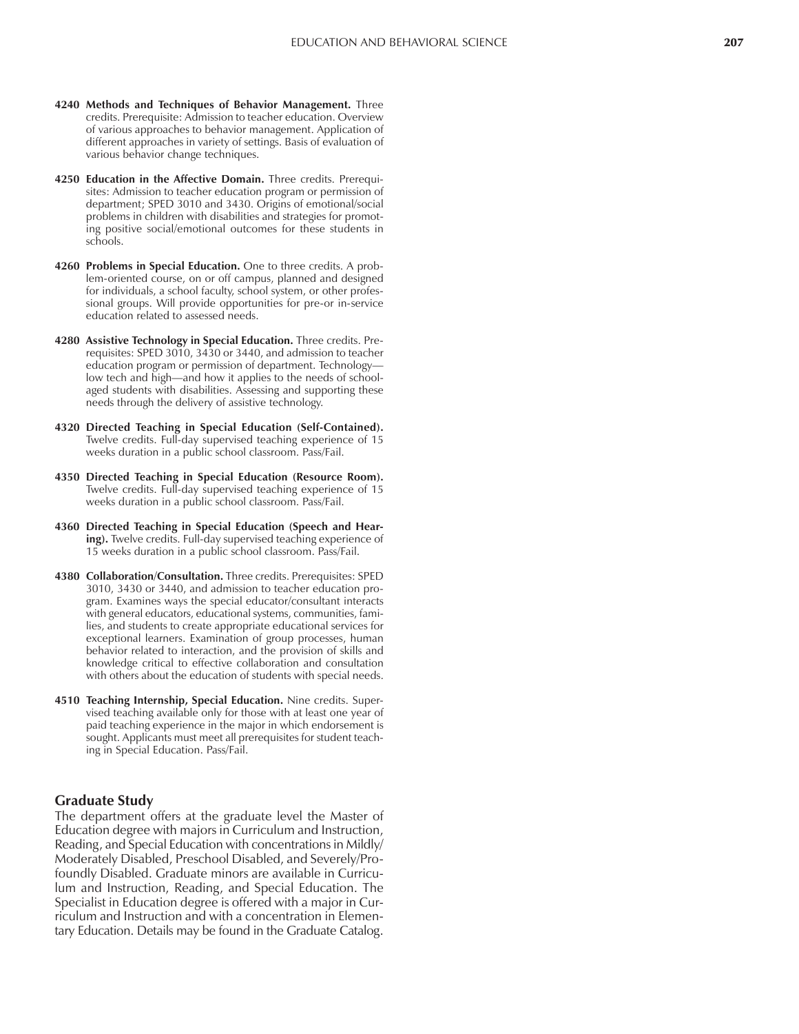**4240 Methods and Techniques of Behavior Management.** Three credits. Prerequisite: Admission to teacher education. Overview of various approaches to behavior management. Application of different approaches in variety of settings. Basis of evaluation of various behavior change techniques.

**4250 Education in the Affective Domain.** Three credits. Prerequisites: Admission to teacher education program or permission of department; SPED 3010 and 3430. Origins of emotional/social problems in children with disabilities and strategies for promoting positive social/emotional outcomes for these students in schools.

**4260 Problems in Special Education.** One to three credits. A problem-oriented course, on or off campus, planned and designed for individuals, a school faculty, school system, or other professional groups. Will provide opportunities for pre-or in-service education related to assessed needs.

**4280 Assistive Technology in Special Education.** Three credits. Prerequisites: SPED 3010, 3430 or 3440, and admission to teacher education program or permission of department. Technology—low tech and high—and how it applies to the needs of school-aged students with disabilities. Assessing and supporting these needs through the delivery of assistive technology.

**4320 Directed Teaching in Special Education (Self-Contained).** Twelve credits. Full-day supervised teaching experience of 15 weeks duration in a public school classroom. Pass/Fail.

**4350 Directed Teaching in Special Education (Resource Room).** Twelve credits. Full-day supervised teaching experience of 15 weeks duration in a public school classroom. Pass/Fail.

**4360 Directed Teaching in Special Education (Speech and Hearing).** Twelve credits. Full-day supervised teaching experience of 15 weeks duration in a public school classroom. Pass/Fail.

**4380 Collaboration/Consultation.** Three credits. Prerequisites: SPED 3010, 3430 or 3440, and admission to teacher education program. Examines ways the special educator/consultant interacts with general educators, educational systems, communities, families, and students to create appropriate educational services for exceptional learners. Examination of group processes, human behavior related to interaction, and the provision of skills and knowledge critical to effective collaboration and consultation with others about the education of students with special needs.

**4510 Teaching Internship, Special Education.** Nine credits. Supervised teaching available only for those with at least one year of paid teaching experience in the major in which endorsement is sought. Applicants must meet all prerequisites for student teaching in Special Education. Pass/Fail.

## Graduate Study

The department offers at the graduate level the Master of Education degree with majors in Curriculum and Instruction, Reading, and Special Education with concentrations in Mildly/Moderately Disabled, Preschool Disabled, and Severely/Profoundly Disabled. Graduate minors are available in Curriculum and Instruction, Reading, and Special Education. The Specialist in Education degree is offered with a major in Curriculum and Instruction and with a concentration in Elementary Education. Details may be found in the Graduate Catalog.